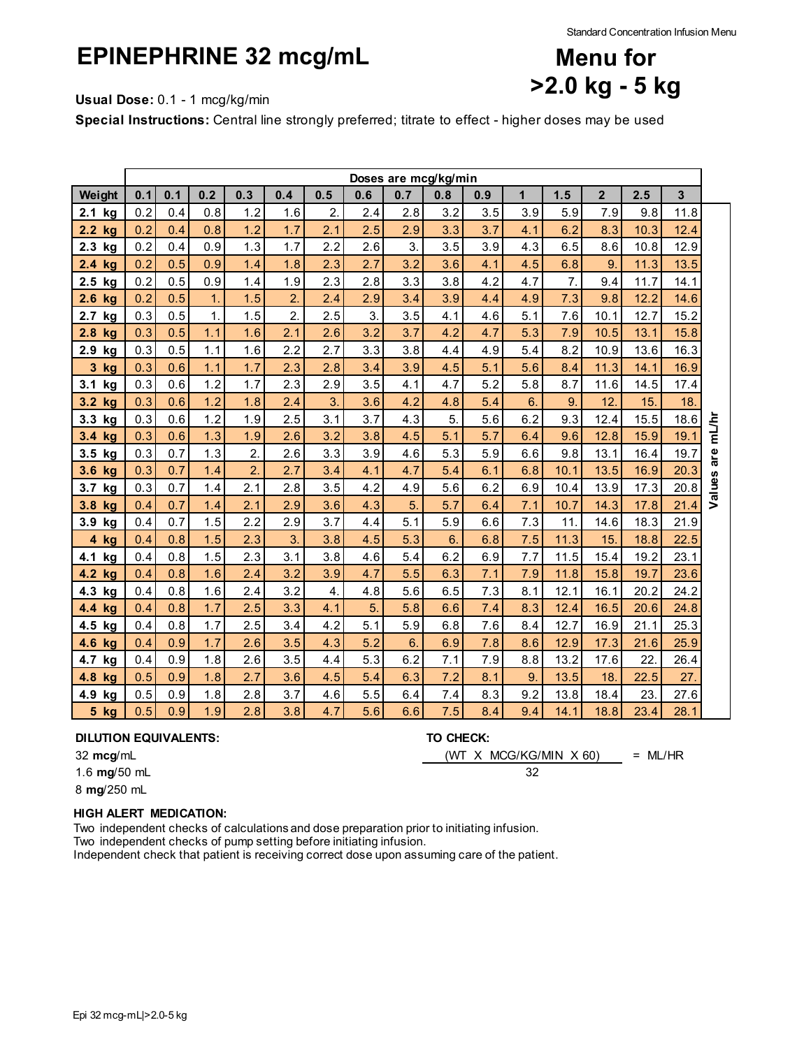Standard Concentration Infusion Menu

# EPINEPHRINE 32 mcg/mL

# Menu for >2.0 kg - 5 kg

**Usual Dose:** 0.1 - 1 mcg/kg/min

**Special Instructions:** Central line strongly preferred; titrate to effect - higher doses may be used

| | Doses are mcg/kg/min | | | | | | | | | | | | | | | |
|---|---|---|---|---|---|---|---|---|---|---|---|---|---|---|---|---|
| **Weight** | **0.1** | **0.1** | **0.2** | **0.3** | **0.4** | **0.5** | **0.6** | **0.7** | **0.8** | **0.9** | **1** | **1.5** | **2** | **2.5** | **3** | |
| **2.1 kg** | 0.2 | 0.4 | 0.8 | 1.2 | 1.6 | 2. | 2.4 | 2.8 | 3.2 | 3.5 | 3.9 | 5.9 | 7.9 | 9.8 | 11.8 | Values are mL/hr |
| **2.2 kg** | 0.2 | 0.4 | 0.8 | 1.2 | 1.7 | 2.1 | 2.5 | 2.9 | 3.3 | 3.7 | 4.1 | 6.2 | 8.3 | 10.3 | 12.4 | |
| **2.3 kg** | 0.2 | 0.4 | 0.9 | 1.3 | 1.7 | 2.2 | 2.6 | 3. | 3.5 | 3.9 | 4.3 | 6.5 | 8.6 | 10.8 | 12.9 | |
| **2.4 kg** | 0.2 | 0.5 | 0.9 | 1.4 | 1.8 | 2.3 | 2.7 | 3.2 | 3.6 | 4.1 | 4.5 | 6.8 | 9. | 11.3 | 13.5 | |
| **2.5 kg** | 0.2 | 0.5 | 0.9 | 1.4 | 1.9 | 2.3 | 2.8 | 3.3 | 3.8 | 4.2 | 4.7 | 7. | 9.4 | 11.7 | 14.1 | |
| **2.6 kg** | 0.2 | 0.5 | 1. | 1.5 | 2. | 2.4 | 2.9 | 3.4 | 3.9 | 4.4 | 4.9 | 7.3 | 9.8 | 12.2 | 14.6 | |
| **2.7 kg** | 0.3 | 0.5 | 1. | 1.5 | 2. | 2.5 | 3. | 3.5 | 4.1 | 4.6 | 5.1 | 7.6 | 10.1 | 12.7 | 15.2 | |
| **2.8 kg** | 0.3 | 0.5 | 1.1 | 1.6 | 2.1 | 2.6 | 3.2 | 3.7 | 4.2 | 4.7 | 5.3 | 7.9 | 10.5 | 13.1 | 15.8 | |
| **2.9 kg** | 0.3 | 0.5 | 1.1 | 1.6 | 2.2 | 2.7 | 3.3 | 3.8 | 4.4 | 4.9 | 5.4 | 8.2 | 10.9 | 13.6 | 16.3 | |
| **3 kg** | 0.3 | 0.6 | 1.1 | 1.7 | 2.3 | 2.8 | 3.4 | 3.9 | 4.5 | 5.1 | 5.6 | 8.4 | 11.3 | 14.1 | 16.9 | |
| **3.1 kg** | 0.3 | 0.6 | 1.2 | 1.7 | 2.3 | 2.9 | 3.5 | 4.1 | 4.7 | 5.2 | 5.8 | 8.7 | 11.6 | 14.5 | 17.4 | |
| **3.2 kg** | 0.3 | 0.6 | 1.2 | 1.8 | 2.4 | 3. | 3.6 | 4.2 | 4.8 | 5.4 | 6. | 9. | 12. | 15. | 18. | |
| **3.3 kg** | 0.3 | 0.6 | 1.2 | 1.9 | 2.5 | 3.1 | 3.7 | 4.3 | 5. | 5.6 | 6.2 | 9.3 | 12.4 | 15.5 | 18.6 | |
| **3.4 kg** | 0.3 | 0.6 | 1.3 | 1.9 | 2.6 | 3.2 | 3.8 | 4.5 | 5.1 | 5.7 | 6.4 | 9.6 | 12.8 | 15.9 | 19.1 | |
| **3.5 kg** | 0.3 | 0.7 | 1.3 | 2. | 2.6 | 3.3 | 3.9 | 4.6 | 5.3 | 5.9 | 6.6 | 9.8 | 13.1 | 16.4 | 19.7 | |
| **3.6 kg** | 0.3 | 0.7 | 1.4 | 2. | 2.7 | 3.4 | 4.1 | 4.7 | 5.4 | 6.1 | 6.8 | 10.1 | 13.5 | 16.9 | 20.3 | |
| **3.7 kg** | 0.3 | 0.7 | 1.4 | 2.1 | 2.8 | 3.5 | 4.2 | 4.9 | 5.6 | 6.2 | 6.9 | 10.4 | 13.9 | 17.3 | 20.8 | |
| **3.8 kg** | 0.4 | 0.7 | 1.4 | 2.1 | 2.9 | 3.6 | 4.3 | 5. | 5.7 | 6.4 | 7.1 | 10.7 | 14.3 | 17.8 | 21.4 | |
| **3.9 kg** | 0.4 | 0.7 | 1.5 | 2.2 | 2.9 | 3.7 | 4.4 | 5.1 | 5.9 | 6.6 | 7.3 | 11. | 14.6 | 18.3 | 21.9 | |
| **4 kg** | 0.4 | 0.8 | 1.5 | 2.3 | 3. | 3.8 | 4.5 | 5.3 | 6. | 6.8 | 7.5 | 11.3 | 15. | 18.8 | 22.5 | |
| **4.1 kg** | 0.4 | 0.8 | 1.5 | 2.3 | 3.1 | 3.8 | 4.6 | 5.4 | 6.2 | 6.9 | 7.7 | 11.5 | 15.4 | 19.2 | 23.1 | |
| **4.2 kg** | 0.4 | 0.8 | 1.6 | 2.4 | 3.2 | 3.9 | 4.7 | 5.5 | 6.3 | 7.1 | 7.9 | 11.8 | 15.8 | 19.7 | 23.6 | |
| **4.3 kg** | 0.4 | 0.8 | 1.6 | 2.4 | 3.2 | 4. | 4.8 | 5.6 | 6.5 | 7.3 | 8.1 | 12.1 | 16.1 | 20.2 | 24.2 | |
| **4.4 kg** | 0.4 | 0.8 | 1.7 | 2.5 | 3.3 | 4.1 | 5. | 5.8 | 6.6 | 7.4 | 8.3 | 12.4 | 16.5 | 20.6 | 24.8 | |
| **4.5 kg** | 0.4 | 0.8 | 1.7 | 2.5 | 3.4 | 4.2 | 5.1 | 5.9 | 6.8 | 7.6 | 8.4 | 12.7 | 16.9 | 21.1 | 25.3 | |
| **4.6 kg** | 0.4 | 0.9 | 1.7 | 2.6 | 3.5 | 4.3 | 5.2 | 6. | 6.9 | 7.8 | 8.6 | 12.9 | 17.3 | 21.6 | 25.9 | |
| **4.7 kg** | 0.4 | 0.9 | 1.8 | 2.6 | 3.5 | 4.4 | 5.3 | 6.2 | 7.1 | 7.9 | 8.8 | 13.2 | 17.6 | 22. | 26.4 | |
| **4.8 kg** | 0.5 | 0.9 | 1.8 | 2.7 | 3.6 | 4.5 | 5.4 | 6.3 | 7.2 | 8.1 | 9. | 13.5 | 18. | 22.5 | 27. | |
| **4.9 kg** | 0.5 | 0.9 | 1.8 | 2.8 | 3.7 | 4.6 | 5.5 | 6.4 | 7.4 | 8.3 | 9.2 | 13.8 | 18.4 | 23. | 27.6 | |
| **5 kg** | 0.5 | 0.9 | 1.9 | 2.8 | 3.8 | 4.7 | 5.6 | 6.6 | 7.5 | 8.4 | 9.4 | 14.1 | 18.8 | 23.4 | 28.1 | |

**DILUTION EQUIVALENTS:**

32 **mcg**/mL

1.6 **mg**/50 mL

8 **mg**/250 mL

**TO CHECK:**

$$\frac{\text{(WT X MCG/KG/MIN X 60)}}{32} = \text{ML/HR}$$

**HIGH ALERT MEDICATION:**

Two independent checks of calculations and dose preparation prior to initiating infusion.
Two independent checks of pump setting before initiating infusion.
Independent check that patient is receiving correct dose upon assuming care of the patient.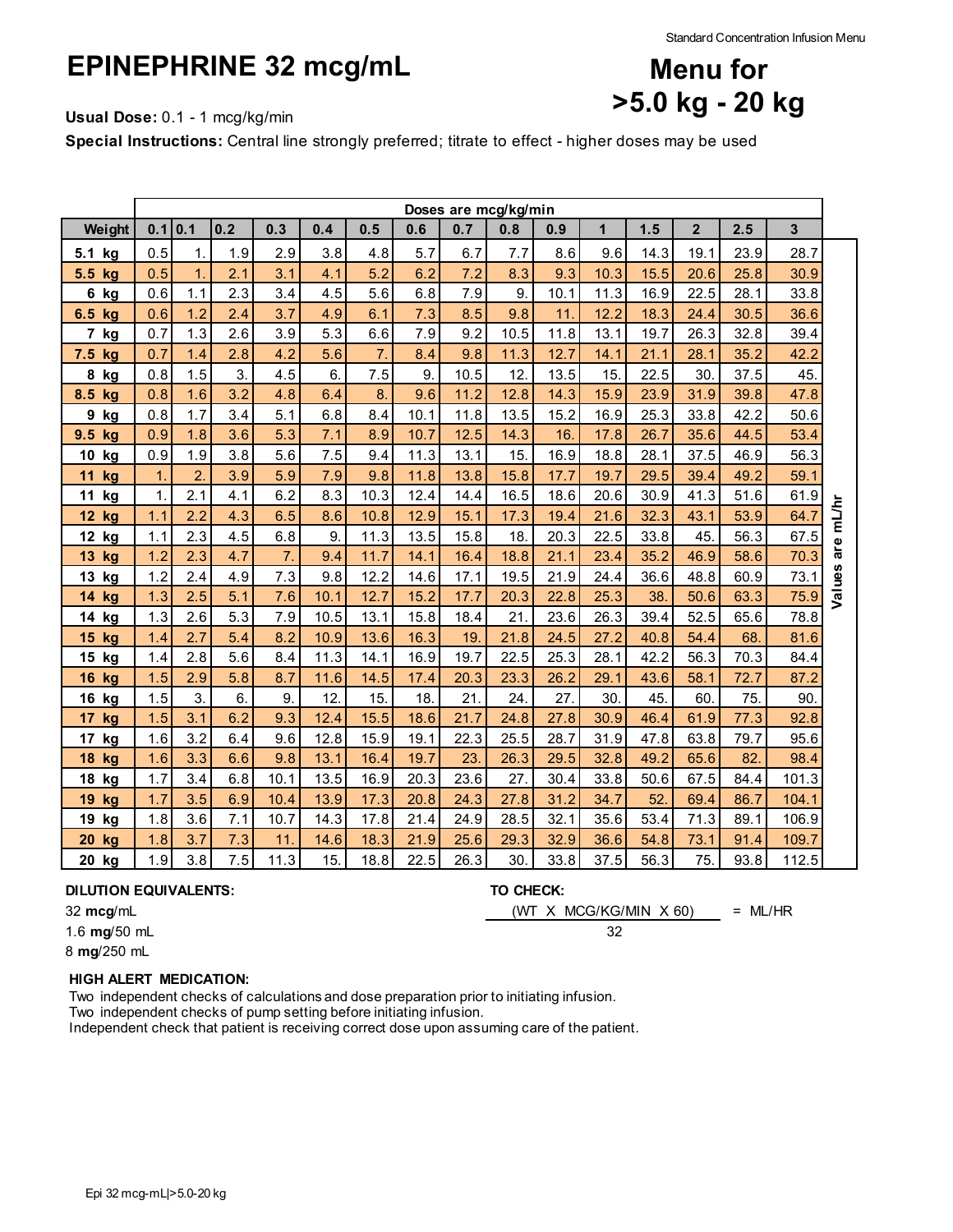# EPINEPHRINE 32 mcg/mL

## Menu for >5.0 kg - 20 kg

**Usual Dose:** 0.1 - 1 mcg/kg/min

**Special Instructions:** Central line strongly preferred; titrate to effect - higher doses may be used

| | Doses are mcg/kg/min | | | | | | | | | | | | | | |
|---|---|---|---|---|---|---|---|---|---|---|---|---|---|---|---|
| **Weight** | **0.1** | **0.1** | **0.2** | **0.3** | **0.4** | **0.5** | **0.6** | **0.7** | **0.8** | **0.9** | **1** | **1.5** | **2** | **2.5** | **3** |
| **5.1 kg** | 0.5 | 1. | 1.9 | 2.9 | 3.8 | 4.8 | 5.7 | 6.7 | 7.7 | 8.6 | 9.6 | 14.3 | 19.1 | 23.9 | 28.7 |
| **5.5 kg** | 0.5 | 1. | 2.1 | 3.1 | 4.1 | 5.2 | 6.2 | 7.2 | 8.3 | 9.3 | 10.3 | 15.5 | 20.6 | 25.8 | 30.9 |
| **6 kg** | 0.6 | 1.1 | 2.3 | 3.4 | 4.5 | 5.6 | 6.8 | 7.9 | 9. | 10.1 | 11.3 | 16.9 | 22.5 | 28.1 | 33.8 |
| **6.5 kg** | 0.6 | 1.2 | 2.4 | 3.7 | 4.9 | 6.1 | 7.3 | 8.5 | 9.8 | 11. | 12.2 | 18.3 | 24.4 | 30.5 | 36.6 |
| **7 kg** | 0.7 | 1.3 | 2.6 | 3.9 | 5.3 | 6.6 | 7.9 | 9.2 | 10.5 | 11.8 | 13.1 | 19.7 | 26.3 | 32.8 | 39.4 |
| **7.5 kg** | 0.7 | 1.4 | 2.8 | 4.2 | 5.6 | 7. | 8.4 | 9.8 | 11.3 | 12.7 | 14.1 | 21.1 | 28.1 | 35.2 | 42.2 |
| **8 kg** | 0.8 | 1.5 | 3. | 4.5 | 6. | 7.5 | 9. | 10.5 | 12. | 13.5 | 15. | 22.5 | 30. | 37.5 | 45. |
| **8.5 kg** | 0.8 | 1.6 | 3.2 | 4.8 | 6.4 | 8. | 9.6 | 11.2 | 12.8 | 14.3 | 15.9 | 23.9 | 31.9 | 39.8 | 47.8 |
| **9 kg** | 0.8 | 1.7 | 3.4 | 5.1 | 6.8 | 8.4 | 10.1 | 11.8 | 13.5 | 15.2 | 16.9 | 25.3 | 33.8 | 42.2 | 50.6 |
| **9.5 kg** | 0.9 | 1.8 | 3.6 | 5.3 | 7.1 | 8.9 | 10.7 | 12.5 | 14.3 | 16. | 17.8 | 26.7 | 35.6 | 44.5 | 53.4 |
| **10 kg** | 0.9 | 1.9 | 3.8 | 5.6 | 7.5 | 9.4 | 11.3 | 13.1 | 15. | 16.9 | 18.8 | 28.1 | 37.5 | 46.9 | 56.3 |
| **11 kg** | 1. | 2. | 3.9 | 5.9 | 7.9 | 9.8 | 11.8 | 13.8 | 15.8 | 17.7 | 19.7 | 29.5 | 39.4 | 49.2 | 59.1 |
| **11 kg** | 1. | 2.1 | 4.1 | 6.2 | 8.3 | 10.3 | 12.4 | 14.4 | 16.5 | 18.6 | 20.6 | 30.9 | 41.3 | 51.6 | 61.9 |
| **12 kg** | 1.1 | 2.2 | 4.3 | 6.5 | 8.6 | 10.8 | 12.9 | 15.1 | 17.3 | 19.4 | 21.6 | 32.3 | 43.1 | 53.9 | 64.7 |
| **12 kg** | 1.1 | 2.3 | 4.5 | 6.8 | 9. | 11.3 | 13.5 | 15.8 | 18. | 20.3 | 22.5 | 33.8 | 45. | 56.3 | 67.5 |
| **13 kg** | 1.2 | 2.3 | 4.7 | 7. | 9.4 | 11.7 | 14.1 | 16.4 | 18.8 | 21.1 | 23.4 | 35.2 | 46.9 | 58.6 | 70.3 |
| **13 kg** | 1.2 | 2.4 | 4.9 | 7.3 | 9.8 | 12.2 | 14.6 | 17.1 | 19.5 | 21.9 | 24.4 | 36.6 | 48.8 | 60.9 | 73.1 |
| **14 kg** | 1.3 | 2.5 | 5.1 | 7.6 | 10.1 | 12.7 | 15.2 | 17.7 | 20.3 | 22.8 | 25.3 | 38. | 50.6 | 63.3 | 75.9 |
| **14 kg** | 1.3 | 2.6 | 5.3 | 7.9 | 10.5 | 13.1 | 15.8 | 18.4 | 21. | 23.6 | 26.3 | 39.4 | 52.5 | 65.6 | 78.8 |
| **15 kg** | 1.4 | 2.7 | 5.4 | 8.2 | 10.9 | 13.6 | 16.3 | 19. | 21.8 | 24.5 | 27.2 | 40.8 | 54.4 | 68. | 81.6 |
| **15 kg** | 1.4 | 2.8 | 5.6 | 8.4 | 11.3 | 14.1 | 16.9 | 19.7 | 22.5 | 25.3 | 28.1 | 42.2 | 56.3 | 70.3 | 84.4 |
| **16 kg** | 1.5 | 2.9 | 5.8 | 8.7 | 11.6 | 14.5 | 17.4 | 20.3 | 23.3 | 26.2 | 29.1 | 43.6 | 58.1 | 72.7 | 87.2 |
| **16 kg** | 1.5 | 3. | 6. | 9. | 12. | 15. | 18. | 21. | 24. | 27. | 30. | 45. | 60. | 75. | 90. |
| **17 kg** | 1.5 | 3.1 | 6.2 | 9.3 | 12.4 | 15.5 | 18.6 | 21.7 | 24.8 | 27.8 | 30.9 | 46.4 | 61.9 | 77.3 | 92.8 |
| **17 kg** | 1.6 | 3.2 | 6.4 | 9.6 | 12.8 | 15.9 | 19.1 | 22.3 | 25.5 | 28.7 | 31.9 | 47.8 | 63.8 | 79.7 | 95.6 |
| **18 kg** | 1.6 | 3.3 | 6.6 | 9.8 | 13.1 | 16.4 | 19.7 | 23. | 26.3 | 29.5 | 32.8 | 49.2 | 65.6 | 82. | 98.4 |
| **18 kg** | 1.7 | 3.4 | 6.8 | 10.1 | 13.5 | 16.9 | 20.3 | 23.6 | 27. | 30.4 | 33.8 | 50.6 | 67.5 | 84.4 | 101.3 |
| **19 kg** | 1.7 | 3.5 | 6.9 | 10.4 | 13.9 | 17.3 | 20.8 | 24.3 | 27.8 | 31.2 | 34.7 | 52. | 69.4 | 86.7 | 104.1 |
| **19 kg** | 1.8 | 3.6 | 7.1 | 10.7 | 14.3 | 17.8 | 21.4 | 24.9 | 28.5 | 32.1 | 35.6 | 53.4 | 71.3 | 89.1 | 106.9 |
| **20 kg** | 1.8 | 3.7 | 7.3 | 11. | 14.6 | 18.3 | 21.9 | 25.6 | 29.3 | 32.9 | 36.6 | 54.8 | 73.1 | 91.4 | 109.7 |
| **20 kg** | 1.9 | 3.8 | 7.5 | 11.3 | 15. | 18.8 | 22.5 | 26.3 | 30. | 33.8 | 37.5 | 56.3 | 75. | 93.8 | 112.5 |

Values are mL/hr

**DILUTION EQUIVALENTS:**

32 **mcg**/mL
1.6 **mg**/50 mL
8 **mg**/250 mL

**TO CHECK:**

$$\frac{\text{(WT X MCG/KG/MIN X 60)}}{32} = \text{ML/HR}$$

**HIGH ALERT MEDICATION:**

Two independent checks of calculations and dose preparation prior to initiating infusion.
Two independent checks of pump setting before initiating infusion.
Independent check that patient is receiving correct dose upon assuming care of the patient.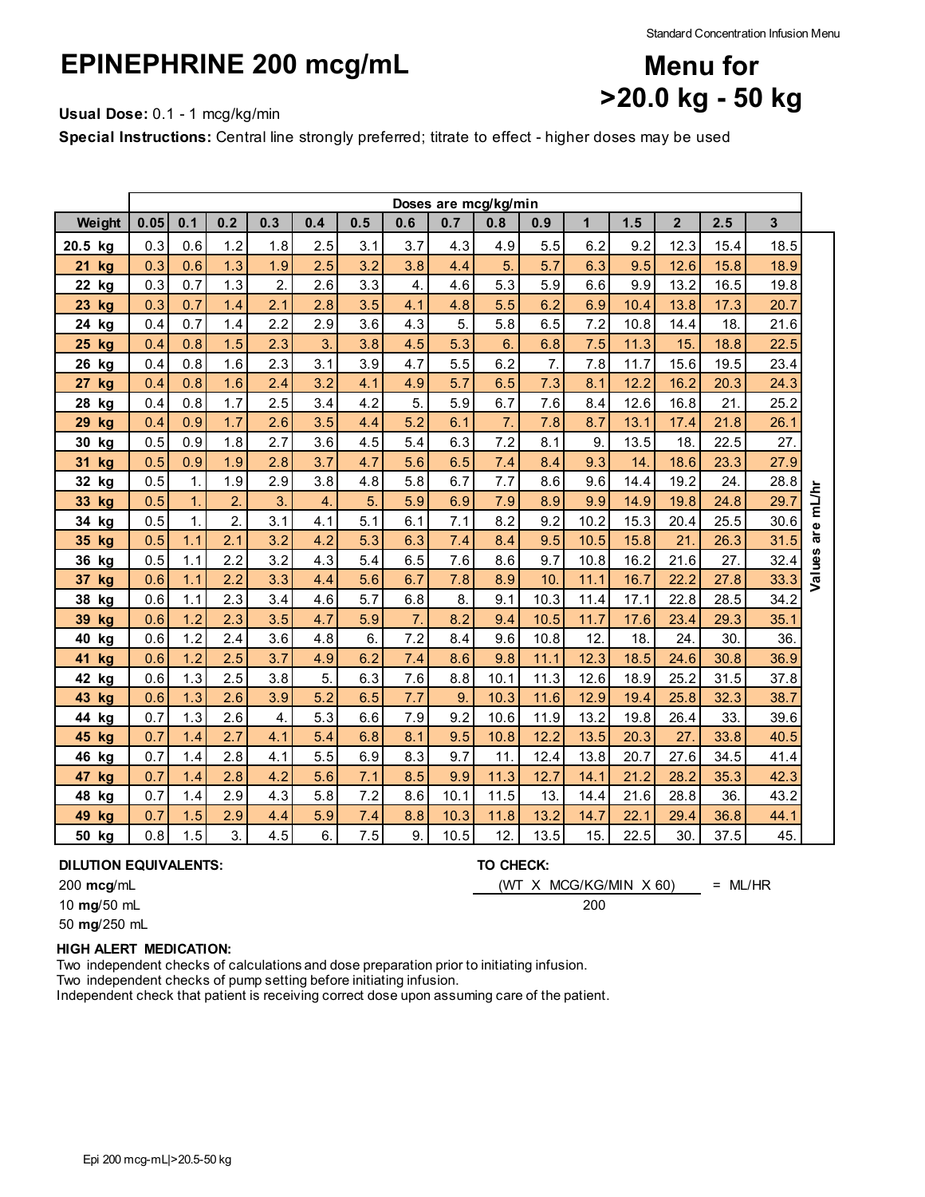Standard Concentration Infusion Menu

# EPINEPHRINE 200 mcg/mL

## Menu for >20.0 kg - 50 kg

**Usual Dose:** 0.1 - 1 mcg/kg/min

**Special Instructions:** Central line strongly preferred; titrate to effect - higher doses may be used

| | Doses are mcg/kg/min | | | | | | | | | | | | | | |
|---|---|---|---|---|---|---|---|---|---|---|---|---|---|---|---|
| **Weight** | **0.05** | **0.1** | **0.2** | **0.3** | **0.4** | **0.5** | **0.6** | **0.7** | **0.8** | **0.9** | **1** | **1.5** | **2** | **2.5** | **3** |
| **20.5 kg** | 0.3 | 0.6 | 1.2 | 1.8 | 2.5 | 3.1 | 3.7 | 4.3 | 4.9 | 5.5 | 6.2 | 9.2 | 12.3 | 15.4 | 18.5 |
| **21 kg** | 0.3 | 0.6 | 1.3 | 1.9 | 2.5 | 3.2 | 3.8 | 4.4 | 5. | 5.7 | 6.3 | 9.5 | 12.6 | 15.8 | 18.9 |
| **22 kg** | 0.3 | 0.7 | 1.3 | 2. | 2.6 | 3.3 | 4. | 4.6 | 5.3 | 5.9 | 6.6 | 9.9 | 13.2 | 16.5 | 19.8 |
| **23 kg** | 0.3 | 0.7 | 1.4 | 2.1 | 2.8 | 3.5 | 4.1 | 4.8 | 5.5 | 6.2 | 6.9 | 10.4 | 13.8 | 17.3 | 20.7 |
| **24 kg** | 0.4 | 0.7 | 1.4 | 2.2 | 2.9 | 3.6 | 4.3 | 5. | 5.8 | 6.5 | 7.2 | 10.8 | 14.4 | 18. | 21.6 |
| **25 kg** | 0.4 | 0.8 | 1.5 | 2.3 | 3. | 3.8 | 4.5 | 5.3 | 6. | 6.8 | 7.5 | 11.3 | 15. | 18.8 | 22.5 |
| **26 kg** | 0.4 | 0.8 | 1.6 | 2.3 | 3.1 | 3.9 | 4.7 | 5.5 | 6.2 | 7. | 7.8 | 11.7 | 15.6 | 19.5 | 23.4 |
| **27 kg** | 0.4 | 0.8 | 1.6 | 2.4 | 3.2 | 4.1 | 4.9 | 5.7 | 6.5 | 7.3 | 8.1 | 12.2 | 16.2 | 20.3 | 24.3 |
| **28 kg** | 0.4 | 0.8 | 1.7 | 2.5 | 3.4 | 4.2 | 5. | 5.9 | 6.7 | 7.6 | 8.4 | 12.6 | 16.8 | 21. | 25.2 |
| **29 kg** | 0.4 | 0.9 | 1.7 | 2.6 | 3.5 | 4.4 | 5.2 | 6.1 | 7. | 7.8 | 8.7 | 13.1 | 17.4 | 21.8 | 26.1 |
| **30 kg** | 0.5 | 0.9 | 1.8 | 2.7 | 3.6 | 4.5 | 5.4 | 6.3 | 7.2 | 8.1 | 9. | 13.5 | 18. | 22.5 | 27. |
| **31 kg** | 0.5 | 0.9 | 1.9 | 2.8 | 3.7 | 4.7 | 5.6 | 6.5 | 7.4 | 8.4 | 9.3 | 14. | 18.6 | 23.3 | 27.9 |
| **32 kg** | 0.5 | 1. | 1.9 | 2.9 | 3.8 | 4.8 | 5.8 | 6.7 | 7.7 | 8.6 | 9.6 | 14.4 | 19.2 | 24. | 28.8 |
| **33 kg** | 0.5 | 1. | 2. | 3. | 4. | 5. | 5.9 | 6.9 | 7.9 | 8.9 | 9.9 | 14.9 | 19.8 | 24.8 | 29.7 |
| **34 kg** | 0.5 | 1. | 2. | 3.1 | 4.1 | 5.1 | 6.1 | 7.1 | 8.2 | 9.2 | 10.2 | 15.3 | 20.4 | 25.5 | 30.6 |
| **35 kg** | 0.5 | 1.1 | 2.1 | 3.2 | 4.2 | 5.3 | 6.3 | 7.4 | 8.4 | 9.5 | 10.5 | 15.8 | 21. | 26.3 | 31.5 |
| **36 kg** | 0.5 | 1.1 | 2.2 | 3.2 | 4.3 | 5.4 | 6.5 | 7.6 | 8.6 | 9.7 | 10.8 | 16.2 | 21.6 | 27. | 32.4 |
| **37 kg** | 0.6 | 1.1 | 2.2 | 3.3 | 4.4 | 5.6 | 6.7 | 7.8 | 8.9 | 10. | 11.1 | 16.7 | 22.2 | 27.8 | 33.3 |
| **38 kg** | 0.6 | 1.1 | 2.3 | 3.4 | 4.6 | 5.7 | 6.8 | 8. | 9.1 | 10.3 | 11.4 | 17.1 | 22.8 | 28.5 | 34.2 |
| **39 kg** | 0.6 | 1.2 | 2.3 | 3.5 | 4.7 | 5.9 | 7. | 8.2 | 9.4 | 10.5 | 11.7 | 17.6 | 23.4 | 29.3 | 35.1 |
| **40 kg** | 0.6 | 1.2 | 2.4 | 3.6 | 4.8 | 6. | 7.2 | 8.4 | 9.6 | 10.8 | 12. | 18. | 24. | 30. | 36. |
| **41 kg** | 0.6 | 1.2 | 2.5 | 3.7 | 4.9 | 6.2 | 7.4 | 8.6 | 9.8 | 11.1 | 12.3 | 18.5 | 24.6 | 30.8 | 36.9 |
| **42 kg** | 0.6 | 1.3 | 2.5 | 3.8 | 5. | 6.3 | 7.6 | 8.8 | 10.1 | 11.3 | 12.6 | 18.9 | 25.2 | 31.5 | 37.8 |
| **43 kg** | 0.6 | 1.3 | 2.6 | 3.9 | 5.2 | 6.5 | 7.7 | 9. | 10.3 | 11.6 | 12.9 | 19.4 | 25.8 | 32.3 | 38.7 |
| **44 kg** | 0.7 | 1.3 | 2.6 | 4. | 5.3 | 6.6 | 7.9 | 9.2 | 10.6 | 11.9 | 13.2 | 19.8 | 26.4 | 33. | 39.6 |
| **45 kg** | 0.7 | 1.4 | 2.7 | 4.1 | 5.4 | 6.8 | 8.1 | 9.5 | 10.8 | 12.2 | 13.5 | 20.3 | 27. | 33.8 | 40.5 |
| **46 kg** | 0.7 | 1.4 | 2.8 | 4.1 | 5.5 | 6.9 | 8.3 | 9.7 | 11. | 12.4 | 13.8 | 20.7 | 27.6 | 34.5 | 41.4 |
| **47 kg** | 0.7 | 1.4 | 2.8 | 4.2 | 5.6 | 7.1 | 8.5 | 9.9 | 11.3 | 12.7 | 14.1 | 21.2 | 28.2 | 35.3 | 42.3 |
| **48 kg** | 0.7 | 1.4 | 2.9 | 4.3 | 5.8 | 7.2 | 8.6 | 10.1 | 11.5 | 13. | 14.4 | 21.6 | 28.8 | 36. | 43.2 |
| **49 kg** | 0.7 | 1.5 | 2.9 | 4.4 | 5.9 | 7.4 | 8.8 | 10.3 | 11.8 | 13.2 | 14.7 | 22.1 | 29.4 | 36.8 | 44.1 |
| **50 kg** | 0.8 | 1.5 | 3. | 4.5 | 6. | 7.5 | 9. | 10.5 | 12. | 13.5 | 15. | 22.5 | 30. | 37.5 | 45. |

Values are mL/hr

**DILUTION EQUIVALENTS:**

200 **mcg**/mL

10 **mg**/50 mL

50 **mg**/250 mL

**TO CHECK:**

$$\frac{\text{(WT X MCG/KG/MIN X 60)}}{200} = \text{ML/HR}$$

**HIGH ALERT MEDICATION:**

Two independent checks of calculations and dose preparation prior to initiating infusion.

Two independent checks of pump setting before initiating infusion.

Independent check that patient is receiving correct dose upon assuming care of the patient.

Epi 200 mcg-mL|>20.5-50 kg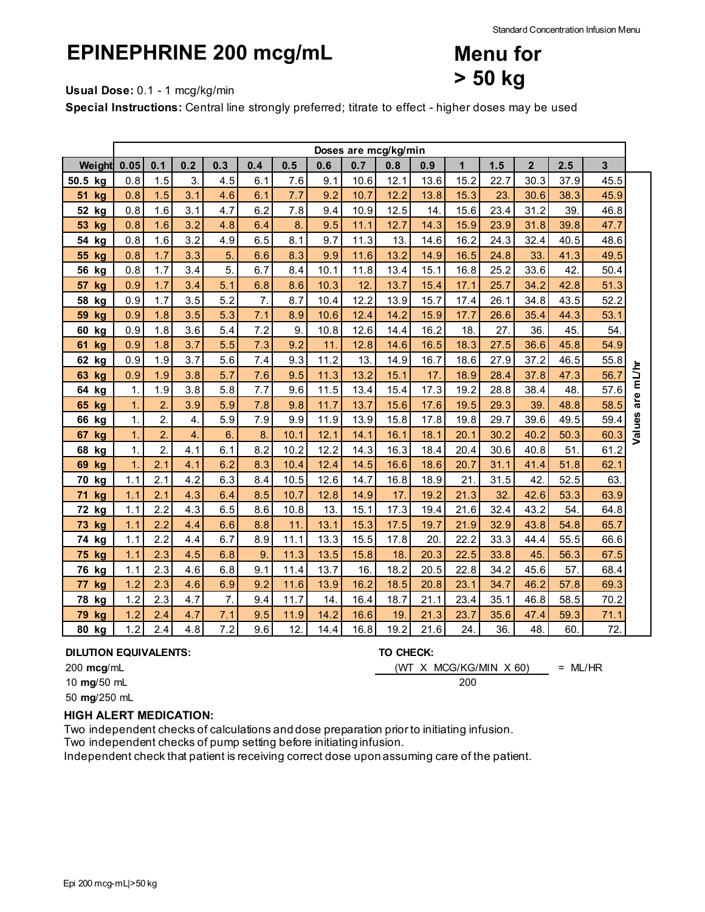# EPINEPHRINE 200 mcg/mL

## Menu for > 50 kg

**Usual Dose:** 0.1 - 1 mcg/kg/min

**Special Instructions:** Central line strongly preferred; titrate to effect - higher doses may be used

| | Doses are mcg/kg/min | | | | | | | | | | | | | | |
|---|---|---|---|---|---|---|---|---|---|---|---|---|---|---|---|
| **Weight** | **0.05** | **0.1** | **0.2** | **0.3** | **0.4** | **0.5** | **0.6** | **0.7** | **0.8** | **0.9** | **1** | **1.5** | **2** | **2.5** | **3** |
| **50.5 kg** | 0.8 | 1.5 | 3. | 4.5 | 6.1 | 7.6 | 9.1 | 10.6 | 12.1 | 13.6 | 15.2 | 22.7 | 30.3 | 37.9 | 45.5 |
| **51 kg** | 0.8 | 1.5 | 3.1 | 4.6 | 6.1 | 7.7 | 9.2 | 10.7 | 12.2 | 13.8 | 15.3 | 23. | 30.6 | 38.3 | 45.9 |
| **52 kg** | 0.8 | 1.6 | 3.1 | 4.7 | 6.2 | 7.8 | 9.4 | 10.9 | 12.5 | 14. | 15.6 | 23.4 | 31.2 | 39. | 46.8 |
| **53 kg** | 0.8 | 1.6 | 3.2 | 4.8 | 6.4 | 8. | 9.5 | 11.1 | 12.7 | 14.3 | 15.9 | 23.9 | 31.8 | 39.8 | 47.7 |
| **54 kg** | 0.8 | 1.6 | 3.2 | 4.9 | 6.5 | 8.1 | 9.7 | 11.3 | 13. | 14.6 | 16.2 | 24.3 | 32.4 | 40.5 | 48.6 |
| **55 kg** | 0.8 | 1.7 | 3.3 | 5. | 6.6 | 8.3 | 9.9 | 11.6 | 13.2 | 14.9 | 16.5 | 24.8 | 33. | 41.3 | 49.5 |
| **56 kg** | 0.8 | 1.7 | 3.4 | 5. | 6.7 | 8.4 | 10.1 | 11.8 | 13.4 | 15.1 | 16.8 | 25.2 | 33.6 | 42. | 50.4 |
| **57 kg** | 0.9 | 1.7 | 3.4 | 5.1 | 6.8 | 8.6 | 10.3 | 12. | 13.7 | 15.4 | 17.1 | 25.7 | 34.2 | 42.8 | 51.3 |
| **58 kg** | 0.9 | 1.7 | 3.5 | 5.2 | 7. | 8.7 | 10.4 | 12.2 | 13.9 | 15.7 | 17.4 | 26.1 | 34.8 | 43.5 | 52.2 |
| **59 kg** | 0.9 | 1.8 | 3.5 | 5.3 | 7.1 | 8.9 | 10.6 | 12.4 | 14.2 | 15.9 | 17.7 | 26.6 | 35.4 | 44.3 | 53.1 |
| **60 kg** | 0.9 | 1.8 | 3.6 | 5.4 | 7.2 | 9. | 10.8 | 12.6 | 14.4 | 16.2 | 18. | 27. | 36. | 45. | 54. |
| **61 kg** | 0.9 | 1.8 | 3.7 | 5.5 | 7.3 | 9.2 | 11. | 12.8 | 14.6 | 16.5 | 18.3 | 27.5 | 36.6 | 45.8 | 54.9 |
| **62 kg** | 0.9 | 1.9 | 3.7 | 5.6 | 7.4 | 9.3 | 11.2 | 13. | 14.9 | 16.7 | 18.6 | 27.9 | 37.2 | 46.5 | 55.8 |
| **63 kg** | 0.9 | 1.9 | 3.8 | 5.7 | 7.6 | 9.5 | 11.3 | 13.2 | 15.1 | 17. | 18.9 | 28.4 | 37.8 | 47.3 | 56.7 |
| **64 kg** | 1. | 1.9 | 3.8 | 5.8 | 7.7 | 9.6 | 11.5 | 13.4 | 15.4 | 17.3 | 19.2 | 28.8 | 38.4 | 48. | 57.6 |
| **65 kg** | 1. | 2. | 3.9 | 5.9 | 7.8 | 9.8 | 11.7 | 13.7 | 15.6 | 17.6 | 19.5 | 29.3 | 39. | 48.8 | 58.5 |
| **66 kg** | 1. | 2. | 4. | 5.9 | 7.9 | 9.9 | 11.9 | 13.9 | 15.8 | 17.8 | 19.8 | 29.7 | 39.6 | 49.5 | 59.4 |
| **67 kg** | 1. | 2. | 4. | 6. | 8. | 10.1 | 12.1 | 14.1 | 16.1 | 18.1 | 20.1 | 30.2 | 40.2 | 50.3 | 60.3 |
| **68 kg** | 1. | 2. | 4.1 | 6.1 | 8.2 | 10.2 | 12.2 | 14.3 | 16.3 | 18.4 | 20.4 | 30.6 | 40.8 | 51. | 61.2 |
| **69 kg** | 1. | 2.1 | 4.1 | 6.2 | 8.3 | 10.4 | 12.4 | 14.5 | 16.6 | 18.6 | 20.7 | 31.1 | 41.4 | 51.8 | 62.1 |
| **70 kg** | 1.1 | 2.1 | 4.2 | 6.3 | 8.4 | 10.5 | 12.6 | 14.7 | 16.8 | 18.9 | 21. | 31.5 | 42. | 52.5 | 63. |
| **71 kg** | 1.1 | 2.1 | 4.3 | 6.4 | 8.5 | 10.7 | 12.8 | 14.9 | 17. | 19.2 | 21.3 | 32. | 42.6 | 53.3 | 63.9 |
| **72 kg** | 1.1 | 2.2 | 4.3 | 6.5 | 8.6 | 10.8 | 13. | 15.1 | 17.3 | 19.4 | 21.6 | 32.4 | 43.2 | 54. | 64.8 |
| **73 kg** | 1.1 | 2.2 | 4.4 | 6.6 | 8.8 | 11. | 13.1 | 15.3 | 17.5 | 19.7 | 21.9 | 32.9 | 43.8 | 54.8 | 65.7 |
| **74 kg** | 1.1 | 2.2 | 4.4 | 6.7 | 8.9 | 11.1 | 13.3 | 15.5 | 17.8 | 20. | 22.2 | 33.3 | 44.4 | 55.5 | 66.6 |
| **75 kg** | 1.1 | 2.3 | 4.5 | 6.8 | 9. | 11.3 | 13.5 | 15.8 | 18. | 20.3 | 22.5 | 33.8 | 45. | 56.3 | 67.5 |
| **76 kg** | 1.1 | 2.3 | 4.6 | 6.8 | 9.1 | 11.4 | 13.7 | 16. | 18.2 | 20.5 | 22.8 | 34.2 | 45.6 | 57. | 68.4 |
| **77 kg** | 1.2 | 2.3 | 4.6 | 6.9 | 9.2 | 11.6 | 13.9 | 16.2 | 18.5 | 20.8 | 23.1 | 34.7 | 46.2 | 57.8 | 69.3 |
| **78 kg** | 1.2 | 2.3 | 4.7 | 7. | 9.4 | 11.7 | 14. | 16.4 | 18.7 | 21.1 | 23.4 | 35.1 | 46.8 | 58.5 | 70.2 |
| **79 kg** | 1.2 | 2.4 | 4.7 | 7.1 | 9.5 | 11.9 | 14.2 | 16.6 | 19. | 21.3 | 23.7 | 35.6 | 47.4 | 59.3 | 71.1 |
| **80 kg** | 1.2 | 2.4 | 4.8 | 7.2 | 9.6 | 12. | 14.4 | 16.8 | 19.2 | 21.6 | 24. | 36. | 48. | 60. | 72. |

**Values are mL/hr**

**DILUTION EQUIVALENTS:**

200 **mcg**/mL
10 **mg**/50 mL
50 **mg**/250 mL

**TO CHECK:**

$$\frac{\text{(WT X MCG/KG/MIN X 60)}}{200} = \text{ML/HR}$$

**HIGH ALERT MEDICATION:**

Two independent checks of calculations and dose preparation prior to initiating infusion.
Two independent checks of pump setting before initiating infusion.
Independent check that patient is receiving correct dose upon assuming care of the patient.